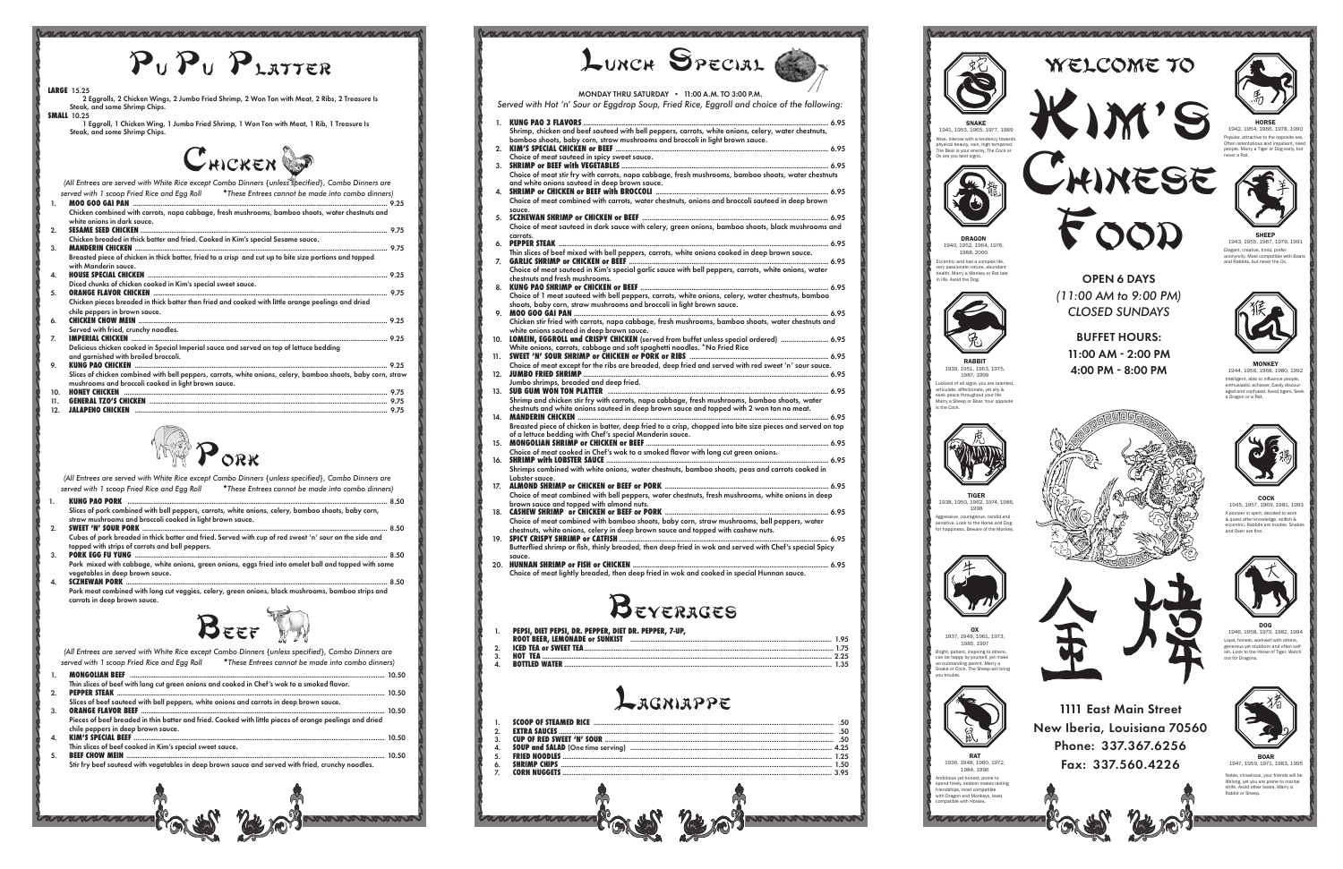# Pu Pu Platter

**LARGE** 15.25
2 Eggrolls, 2 Chicken Wings, 2 Jumbo Fried Shrimp, 2 Won Ton with Meat, 2 Ribs, 2 Treasure Is Steak, and some Shrimp Chips.

**SMALL** 10.25
1 Eggroll, 1 Chicken Wing, 1 Jumbo Fried Shrimp, 1 Won Ton with Meat, 1 Rib, 1 Treasure Is Steak, and some Shrimp Chips.

## Chicken

*(All Entrees are served with White Rice except Combo Dinners (unless specified), Combo Dinners are served with 1 scoop Fried Rice and Egg Roll \*These Entrees cannot be made into combo dinners)*

1. **MOO GOO GAI PAN** ... 9.25
   Chicken combined with carrots, napa cabbage, fresh mushrooms, bamboo shoots, water chestnuts and white onions in dark sauce.
2. **SESAME SEED CHICKEN** ... 9.75
   Chicken breaded in thick batter and fried. Cooked in Kim's special Sesame sauce.
3. **MANDERIN CHICKEN** ... 9.75
   Breasted piece of chicken in thick batter, fried to a crisp and cut up to bite size portions and topped with Manderin sauce.
4. **HOUSE SPECIAL CHICKEN** ... 9.25
   Diced chunks of chicken cooked in Kim's special sweet sauce.
5. **ORANGE FLAVOR CHICKEN** ... 9.75
   Chicken pieces breaded in thick batter then fried and cooked with little orange peelings and dried chile peppers in brown sauce.
6. **CHICKEN CHOW MEIN** ... 9.25
   Served with fried, crunchy noodles.
7. **IMPERIAL CHICKEN** ... 9.25
   Delicious chicken cooked in Special Imperial sauce and served on top of lettuce bedding and garnished with broiled broccoli.
8. **KUNG PAO CHICKEN** ... 9.25
   Slices of chicken combined with bell peppers, carrots, white onions, celery, bamboo shoots, baby corn, straw mushrooms and broccoli in light brown sauce.
9. **HONEY CHICKEN** ... 9.75
10. **GENERAL TZO'S CHICKEN** ... 9.75
11. **JALAPENO CHICKEN** ... 9.75

## Pork

*(All Entrees are served with White Rice except Combo Dinners (unless specified), Combo Dinners are served with 1 scoop Fried Rice and Egg Roll \*These Entrees cannot be made into combo dinners)*

1. **KUNG PAO PORK** ... 8.50
   Slices of pork combined with bell peppers, carrots, white onions, celery, bamboo shoots, baby corn, straw mushrooms and broccoli in light brown sauce.
2. **SWEET 'N' SOUR PORK** ... 8.50
   Cubes of pork breaded in thick batter and fried. Served with cup of red sweet 'n' sour on the side and topped with strips of carrots and bell peppers.
3. **PORK EGG FU YUNG** ... 8.50
   Pork mixed with cabbage, white onions, green onions, eggs fried into omelet ball and topped with some vegetables in deep brown sauce.
4. **SCZHEWAN PORK** ... 8.50
   Pork meat combined with long cut veggies, celery, green onions, black mushrooms, bamboo strips and carrots in deep brown sauce.

## Beef

*(All Entrees are served with White Rice except Combo Dinners (unless specified), Combo Dinners are served with 1 scoop Fried Rice and Egg Roll \*These Entrees cannot be made into combo dinners)*

1. **MONGOLIAN BEEF** ... 10.50
   Thin slices of beef with long cut green onions and cooked in Chef's wok to a smoked flavor.
2. **PEPPER STEAK** ... 10.50
   Slices of beef sauteed with bell peppers, white onions and carrots in deep brown sauce.
3. **ORANGE FLAVOR BEEF** ... 10.50
   Pieces of beef breaded in thin batter and fried. Cooked with little pieces of orange peelings and dried chile peppers in deep brown sauce.
4. **KIM'S SPECIAL BEEF** ... 10.50
   Thin slices of beef cooked in Kim's special sweet sauce.
5. **BEEF CHOW MEIN** ... 10.50
   Stir fry beef sauteed with vegetables in deep brown sauce and served with fried, crunchy noodles.

# Lunch Special

MONDAY THRU SATURDAY • 11:00 A.M. TO 3:00 P.M.

*Served with Hot 'n' Sour or Eggdrop Soup, Fried Rice, Eggroll and choice of the following:*

1. **KUNG PAO 3 FLAVORS** ... 6.95
   Shrimp, chicken and beef sauteed with bell peppers, carrots, white onions, celery, water chestnuts, bamboo shoots, baby corn, straw mushrooms and broccoli in light brown sauce.
2. **KIM'S SPECIAL CHICKEN or BEEF** ... 6.95
   Choice of meat sauteed in spicy sweet sauce.
3. **SHRIMP or BEEF with VEGETABLES** ... 6.95
   Choice of meat stir fry with carrots, napa cabbage, fresh mushrooms, bamboo shoots, water chestnuts and white onions sauteed in deep brown sauce.
4. **SHRIMP or CHICKEN or BEEF with BROCCOLI** ... 6.95
   Choice of meat combined with carrots, water chestnuts, onions and broccoli sauteed in deep brown sauce.
5. **SCZHEWAN SHRIMP or CHICKEN or BEEF** ... 6.95
   Choice of meat sauteed in dark sauce with celery, green onions, bamboo shoots, black mushrooms and carrots.
6. **PEPPER STEAK** ... 6.95
   Thin slices of beef mixed with bell peppers, carrots, white onions cooked in deep brown sauce.
7. **GARLIC SHRIMP or CHICKEN or BEEF** ... 6.95
   Choice of meat sauteed in Kim's special garlic sauce with bell peppers, carrots, white onions, water chestnuts and fresh mushrooms.
8. **KUNG PAO SHRIMP or CHICKEN or BEEF** ... 6.95
   Choice of 1 meat sauteed with bell peppers, carrots, white onions, celery, water chestnuts, bamboo shoots, baby corn, straw mushrooms and broccoli in light brown sauce.
9. **MOO GOO GAI PAN** ... 6.95
   Chicken stir fried with carrots, napa cabbage, fresh mushrooms, bamboo shoots, water chestnuts and white onions sauteed in deep brown sauce.
10. **LOMEIN, EGGROLL and CRISPY CHICKEN** (served from buffet unless special ordered) ... 6.95
    White onions, carrots, cabbage and soft spaghetti noodles. \*No Fried Rice
11. **SWEET 'N' SOUR SHRIMP or CHICKEN or PORK or RIBS** ... 6.95
    Choice of meat except for the ribs are breaded, deep fried and served with red sweet 'n' sour sauce.
12. **JUMBO FRIED SHRIMP** ... 6.95
    Jumbo shrimps, breaded and deep fried.
13. **SUB GUM WON TON PLATTER** ... 6.95
    Shrimp and chicken stir fry with carrots, napa cabbage, fresh mushrooms, bamboo shoots, water chestnuts and white onions sauteed in deep brown sauce and topped with 2 won ton no meat.
14. **MANDERIN CHICKEN** ... 6.95
    Breasted piece of chicken in batter, deep fried to a crisp, chopped into bite size pieces and served on top of a lettuce bedding with Chef's special Manderin sauce.
15. **MONGOLIAN SHRIMP or CHICKEN or BEEF** ... 6.95
    Choice of meat cooked in Chef's wok to a smoked flavor with long cut green onions.
16. **SHRIMP with LOBSTER SAUCE** ... 6.95
    Shrimps combined with white onions, water chestnuts, bamboo shoots, peas and carrots cooked in Lobster sauce.
17. **ALMOND SHRIMP or CHICKEN or BEEF or PORK** ... 6.95
    Choice of meat combined with bell peppers, water chestnuts, fresh mushrooms, white onions in deep brown sauce and topped with almond nuts.
18. **CASHEW SHRIMP or CHICKEN or BEEF or PORK** ... 6.95
    Choice of meat combined with bamboo shoots, baby corn, straw mushrooms, bell peppers, water chestnuts, white onions, celery in deep brown sauce and topped with cashew nuts.
19. **SPICY CRISPY SHRIMP or CATFISH** ... 6.95
    Butterflied shrimp or fish, thinly breaded, then deep fried in wok and served with Chef's special Spicy sauce.
20. **HUNNAN SHRIMP or FISH or CHICKEN** ... 6.95
    Choice of meat lightly breaded, then deep fried in wok and cooked in special Hunnan sauce.

## Beverages

1. **PEPSI, DIET PEPSI, DR. PEPPER, DIET DR. PEPPER, 7-UP, ROOT BEER, LEMONADE or SUNKIST** ... 1.95
2. **ICED TEA or SWEET TEA** ... 1.75
3. **HOT TEA** ... 2.25
4. **BOTTLED WATER** ... 1.35

## Lagniappe

1. **SCOOP OF STEAMED RICE** ... .50
2. **EXTRA SAUCES** ... .50
3. **CUP OF RED SWEET 'N' SOUR** ... .50
4. **SOUP and SALAD** (One time serving) ... 4.25
5. **FRIED NOODLES** ... 1.25
6. **SHRIMP CHIPS** ... 1.50
7. **CORN NUGGETS** ... 3.95

# Welcome to Kim's Chinese Food

**OPEN 6 DAYS**
*(11:00 AM to 9:00 PM)*
*CLOSED SUNDAYS*

**BUFFET HOURS:**
**11:00 AM - 2:00 PM**
**4:00 PM - 8:00 PM**

金煒

**1111 East Main Street**
**New Iberia, Louisiana 70560**
**Phone: 337.367.6256**
**Fax: 337.560.4226**

**SNAKE**
1941, 1953, 1965, 1977, 1989
Wise, intense with a tendency towards physical beauty, vain, high tempered. The Boar is your enemy. The Cock or Ox are you best signs.

**DRAGON**
1940, 1952, 1964, 1976, 1988, 2000
Eccentric and has a complex life, very passionate nature, abundant health. Marry a Monkey or Rat late in life. Avoid the Dog.

**RABBIT**
1939, 1951, 1963, 1975, 1987, 1999
Luckiest of all signs, you are talented, articulate, affectionate, yet shy & seek peace throughout your life. Marry a Sheep or Boar. Your opposite is the Cock.

**TIGER**
1938, 1950, 1962, 1974, 1986, 1998
Aggressive, courageous, candid and sensitive. Look to the Horse and Dog for happiness. Beware of the Monkey.

**OX**
1937, 1949, 1961, 1973, 1985, 1997
Bright, patient, inspiring to others, can be happy by yourself, yet make an outstanding parent. Marry a Snake or Cock. The Sheep will bring you trouble.

**RAT**
1936, 1948, 1960, 1972, 1984, 1996
Ambitious yet honest, prone to spend freely, seldom makes lasting friendships, most compatible with Dragon and Monkeys, least compatible with Horses.

**HORSE**
1942, 1954, 1966, 1978, 1990
Popular, attractive to the opposite sex. Often ostentatious and impatient, need people. Marry a Tiger or Dog early, but never a Rat.

**SHEEP**
1943, 1955, 1967, 1979, 1991
Elegant, creative, timid, prefer anonymity. Most compatible with Boars and Rabbits, but never the Ox.

**MONKEY**
1944, 1956, 1968, 1980, 1992
Intelligent, able to influence people, enthusiastic achiever. Easily discouraged and confused. Avoid tigers. Seek a Dragon or a Rat.

**COCK**
1945, 1957, 1969, 1981, 1993
A pioneer in spirit, devoted to work & quest after knowledge, selfish & eccentric. Rabbits are trouble. Snakes and Oxen are fine.

**DOG**
1946, 1958, 1970, 1982, 1994
Loyal, honest, workwell with others, generous yet stubborn and often selfish. Look to the Horse of Tiger. Watch out for Dragons.

**BOAR**
1947, 1959, 1971, 1983, 1995
Noble, chivalrous, your friends will be lifelong, yet you are prone to marital strife. Avoid other boars. Marry a Rabbit or Sheep.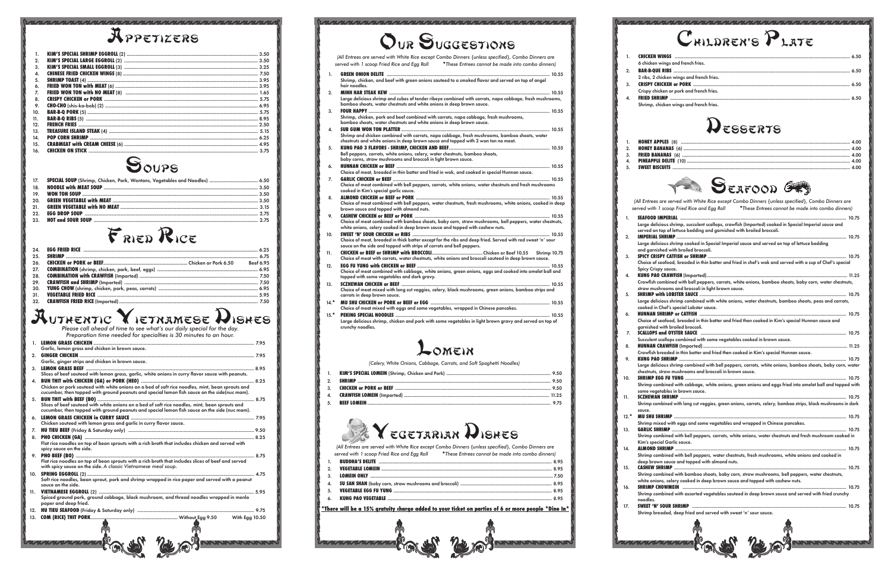# Appetizers

1. **KIM'S SPECIAL SHRIMP EGGROLL** (2) ..... 3.50
2. **KIM'S SPECIAL LARGE EGGROLL** (2) ..... 3.50
3. **KIM'S SPECIAL SMALL EGGROLL** (3) ..... 3.25
4. **CHINESE FRIED CHICKEN WINGS** (8) ..... 7.50
5. **SHRIMP TOAST** (4) ..... 3.95
6. **FRIED WON TON with MEAT** (6) ..... 3.95
7. **FRIED WON TON with NO MEAT** (8) ..... 1.65
8. **CRISPY CHICKEN or PORK** ..... 5.75
9. **CHO-CHO** (shis-ka-bob) (2) ..... 6.95
10. **BAR-B-Q PORK** (5) ..... 5.75
11. **BAR-B-Q RIBS** (5) ..... 8.95
12. **FRENCH FRIES** ..... 2.50
13. **TREASURE ISLAND STEAK** (4) ..... 5.15
14. **POP CORN SHRIMP** ..... 6.25
15. **CRABMEAT with CREAM CHEESE** (6) ..... 4.95
16. **CHICKEN ON STICK** ..... 3.75

# Soups

17. **SPECIAL SOUP** (Shrimp, Chicken, Pork, Wontons, Vegetables and Noodles) ..... 6.50
18. **NOODLE with MEAT SOUP** ..... 3.50
19. **WON TON SOUP** ..... 3.50
20. **GREEN VEGETABLE with MEAT** ..... 3.50
21. **GREEN VEGETABLE with NO MEAT** ..... 3.15
22. **EGG DROP SOUP** ..... 2.75
23. **HOT and SOUR SOUP** ..... 2.75

# Fried Rice

24. **EGG FRIED RICE** ..... 6.25
25. **SHRIMP** ..... 6.75
26. **CHICKEN or PORK or BEEF** ..... Chicken or Pork 6.50 Beef 6.95
27. **COMBINATION** (shrimp, chicken, pork, beef, eggs) ..... 6.95
28. **COMBINATION with CRAWFISH** (Imported) ..... 7.50
29. **CRAWFISH and SHRIMP** (Imported) ..... 7.50
30. **YUNG CHOW** (shrimp, chicken, pork, peas, carrots) ..... 6.95
31. **VEGETABLE FRIED RICE** ..... 5.95
32. **CRAWFISH FRIED RICE** (Imported) ..... 7.50

# Authentic Vietnamese Dishes

*Please call ahead of time to see what's our daily special for the day.*
*Preparation time needed for specialties is 30 minutes to an hour.*

1. **LEMON GRASS CHICKEN** ..... 7.95
   Garlic, lemon grass and chicken in brown sauce.
2. **GINGER CHICKEN** ..... 7.95
   Garlic, ginger strips and chicken in brown sauce.
3. **LEMON GRASS BEEF** ..... 8.95
   Slices of beef sauteed with lemon grass, garlic, white onions in curry flavor sauce with peanuts.
4. **BUN THIT with CHICKEN (GA) or PORK (HEO)** ..... 8.25
   Chicken or pork sauteed with white onions on a bed of soft rice noodles, mint, bean sprouts and cucumber, then topped with ground peanuts and special lemon fish sauce on the side(nuc mam).
5. **BUN THIT with BEEF (BO)** ..... 8.75
   Slices of beef sauteed with white onions on a bed of soft rice noodles, mint, bean sprouts and cucumber, then topped with ground peanuts and special lemon fish sauce on the side (nuc mam).
6. **LEMON GRASS CHICKEN in CURRY SAUCE** ..... 7.95
   Chicken sauteed with lemon grass and garlic in curry flavor sauce.
7. **HU TIEU BEEF** (Friday & Saturday only) ..... 9.50
8. **PHO CHICKEN (GA)** ..... 8.25
   Flat rice noodles on top of bean sprouts with a rich broth that includes chicken and served with spicy sauce on the side.
9. **PHO BEEF (BO)** ..... 8.75
   Flat rice noodles on top of bean sprouts with a rich broth that includes slices of beef and served with spicy sauce on the side. *A classic Vietnamese meal soup.*
10. **SPRING EGGROLL** (2) ..... 4.75
    Soft rice noodles, bean sprout, pork and shrimp wrapped in rice paper and served with a peanut sauce on the side.
11. **VIETNAMESE EGGROLL** (2) ..... 5.95
    Spiced ground pork, ground cabbage, black mushroom, and thread noodles wrapped in menlo paper and deep fried.
12. **HU TIEU SEAFOOD** (Friday & Saturday only) ..... 9.75
13. **COM (RICE) THIT PORK** ..... Without Egg 9.50 With Egg 10.50

# Our Suggestions

*(All Entrees are served with White Rice except Combo Dinners {unless specified}, Combo Dinners are served with 1 scoop Fried Rice and Egg Roll \*These Entrees cannot be made into combo dinners)*

1. **GREEN ONION DELITE** ..... 10.55
   Shrimp, chicken, and beef with green onions sauteed to a smoked flavor and served on top of angel hair noodles.
2. **MINH HAR STEAK KEW** ..... 10.55
   Large delicious shrimp and cubes of tender ribeye combined with carrots, napa cabbage, fresh mushrooms, bamboo shoots, water chestnuts and white onions in deep brown sauce.
3. **FOUR HAPPY** ..... 10.55
   Shrimp, chicken, pork and beef combined with carrots, napa cabbage, fresh mushrooms, bamboo shoots, water chestnuts and white onions in deep brown sauce.
4. **SUB GUM WON TON PLATTER** ..... 10.55
   Shrimp and chicken combined with carrots, napa cabbage, fresh mushrooms, bamboo shoots, water chestnuts and white onions in deep brown sauce and topped with 2 won ton no meat.
5. **KUNG PAO 3 FLAVORS - SHRIMP, CHICKEN AND BEEF** ..... 10.55
   Bell peppers, carrots, white onions, celery, water chestnuts, bamboo shoots, baby corns, straw mushrooms and broccoli in light brown sauce.
6. **HUNNAN CHICKEN or BEEF** ..... 10.55
   Choice of meat, breaded in thin batter and fried in wok, and cooked in special Hunnan sauce.
7. **GARLIC CHICKEN or BEEF** ..... 10.55
   Choice of meat combined with bell peppers, carrots, white onions, water chestnuts and fresh mushrooms cooked in Kim's special garlic sauce.
8. **ALMOND CHICKEN or BEEF or PORK** ..... 10.55
   Choice of meat combined with bell peppers, water chestnuts, fresh mushrooms, white onions, cooked in deep brown sauce and topped with almond nuts.
9. **CASHEW CHICKEN or BEEF or PORK** ..... 10.55
   Choice of meat combined with bamboo shoots, baby corn, straw mushrooms, bell peppers, water chestnuts, white onions, celery cooked in deep brown sauce and topped with cashew nuts.
10. **SWEET 'N' SOUR CHICKEN or RIBS** ..... 10.55
    Choice of meat, breaded in thick batter except for the ribs and deep fried. Served with red sweet 'n' sour sauce on the side and topped with strips of carrots and bell peppers.
11. **CHICKEN or BEEF or SHRIMP with BROCCOLI** ..... Chicken or Beef 10.55 Shrimp 10.75
    Choice of meat with carrots, water chestnuts, white onions and broccoli sauteed in deep brown sauce.
12. **EGG FU YUNG with CHICKEN or BEEF** ..... 10.55
    Choice of meat combined with cabbage, white onions, green onions, eggs and cooked into omelet ball and topped with some vegetables and dark gravy.
13. **SCZHEWAN CHICKEN or BEEF** ..... 10.55
    Choice of meat mixed with long cut veggies, celery, black mushrooms, green onions, bamboo strips and carrots in deep brown sauce.
14.\* **MU SHU CHICKEN or PORK or BEEF or EGG** ..... 10.55
    Choice of meat mixed with eggs and some vegetables, wrapped in Chinese pancakes.
15.\* **PEKING SPECIAL NOODLES** ..... 10.55
    Large delicious shrimp, chicken and pork with some vegetables in light brown gravy and served on top of crunchy noodles.

# Lomein

*(Celery, White Onions, Cabbage, Carrots, and Soft Spaghetti Noodles)*

1. **KIM'S SPECIAL LOMEIN** (Shrimp, Chicken and Pork) ..... 9.50
2. **SHRIMP** ..... 9.50
3. **CHICKEN or PORK or BEEF** ..... 9.50
4. **CRAWFISH LOMEIN** (Imported) ..... 11.25
5. **BEEF LOMEIN** ..... 9.75

# Vegetarian Dishes

*(All Entrees are served with White Rice except Combo Dinners {unless specified}, Combo Dinners are served with 1 scoop Fried Rice and Egg Roll \*These Entrees cannot be made into combo dinners)*

1. **BUDDHA'S DELITE** ..... 8.95
2. **VEGETABLE LOMEIN** ..... 8.95
3. **LOMEIN ONLY** ..... 7.50
4. **SU SAN SHAN** (baby corn, straw mushrooms and broccoli) ..... 8.95
5. **VEGETABLE EGG FU YUNG** ..... 8.95
6. **KUNG PAO VEGETABLE** ..... 8.95

**\*There will be a 15% gratuity charge added to your ticket on parties of 6 or more people \*Dine In\***

# Children's Plate

1. **CHICKEN WINGS** ..... 6.50
   6 chicken wings and french fries.
2. **BAR-B-QUE RIBS** ..... 6.50
   2 ribs, 2 chicken wings and french fries.
3. **CRISPY CHICKEN or PORK** ..... 6.50
   Crispy chicken or pork and french fries.
4. **FRIED SHRIMP** ..... 6.50
   Shrimp, chicken wings and french fries.

# Desserts

1. **HONEY APPLES** (8) ..... 4.00
2. **HONEY BANANAS** (6) ..... 4.00
3. **FRIED BANANAS** (6) ..... 4.00
4. **PINEAPPLE DELITE** (10) ..... 4.00
5. **SWEET BISCUITS** ..... 4.00

# Seafood

*(All Entrees are served with White Rice except Combo Dinners {unless specified}, Combo Dinners are served with 1 scoop Fried Rice and Egg Roll \*These Entrees cannot be made into combo dinners)*

1. **SEAFOOD IMPERIAL** ..... 10.75
   Large delicious shrimp, succulent scallops, crawfish (Imported) cooked in Special Imperial sauce and served on top of lettuce bedding and garnished with broiled broccoli.
2. **IMPERIAL SHRIMP** ..... 10.75
   Large delicious shrimp cooked in Special Imperial sauce and served on top of lettuce bedding and garnished with broiled broccoli.
3. **SPICY CRISPY CATFISH or SHRIMP** ..... 10.75
   Choice of seafood, breaded in thin batter and fried in chef's wok and served with a cup of Chef's special Spicy Crispy sauce.
4. **KUNG PAO CRAWFISH** (Imported) ..... 11.25
   Crawfish combined with bell peppers, carrots, white onions, bamboo shoots, baby corn, water chestnuts, straw mushrooms and broccoli in light brown sauce.
5. **SHRIMP with LOBSTER SAUCE** ..... 10.75
   Large delicious shrimp combined with white onions, water chestnuts, bamboo shoots, peas and carrots, cooked in Chef's special Lobster sauce.
6. **HUNNAN SHRIMP or CATFISH** ..... 10.75
   Choice of seafood, breaded in thin batter and fried then cooked in Kim's special Hunnan sauce and garnished with broiled broccoli.
7. **SCALLOPS and OYSTER SAUCE** ..... 10.75
   Succulent scallops combined with some vegetables cooked in brown sauce.
8. **HUNNAN CRAWFISH** (Imported) ..... 11.25
   Crawfish breaded in thin batter and fried then cooked in Kim's special Hunnan sauce.
9. **KUNG PAO SHRIMP** ..... 10.75
   Large delicious shrimp combined with bell peppers, carrots, white onions, bamboo shoots, baby corn, water chestnuts, straw mushrooms and broccoli in light brown sauce.
10. **SHRIMP EGG FU YUNG** ..... 10.75
    Shrimp combined with cabbage, white onions, green onions and eggs fried into omelet ball and topped with some vegetables in brown sauce.
11. **SCZHEWAN SHRIMP** ..... 10.75
    Shrimp combined with long cut veggies, green onions, carrots, celery, bamboo strips, black mushrooms in dark sauce.
12.\* **MU SHU SHRIMP** ..... 10.75
    Shrimp mixed with eggs and some vegetables and wrapped in Chinese pancakes.
13. **GARLIC SHRIMP** ..... 10.75
    Shrimp combined with bell peppers, carrots, white onions, water chestnuts and fresh mushroom cooked in Kim's special Garlic sauce.
14. **ALMOND SHRIMP** ..... 10.75
    Shrimp combined with bell peppers, water chestnuts, fresh mushrooms, white onions and cooked in deep brown sauce and topped with almond nuts.
15. **CASHEW SHRIMP** ..... 10.75
    Shrimp combined with bamboo shoots, baby corn, straw mushrooms, bell peppers, water chestnuts, white onions, celery cooked in deep brown sauce and topped with cashew nuts.
16. **SHRIMP CHOWMEIN** ..... 10.75
    Shrimp combined with assorted vegetables sauteed in deep brown sauce and served with fried crunchy noodles.
17. **SWEET 'N' SOUR SHRIMP** ..... 10.75
    Shrimp breaded, deep fried and served with sweet 'n' sour sauce.